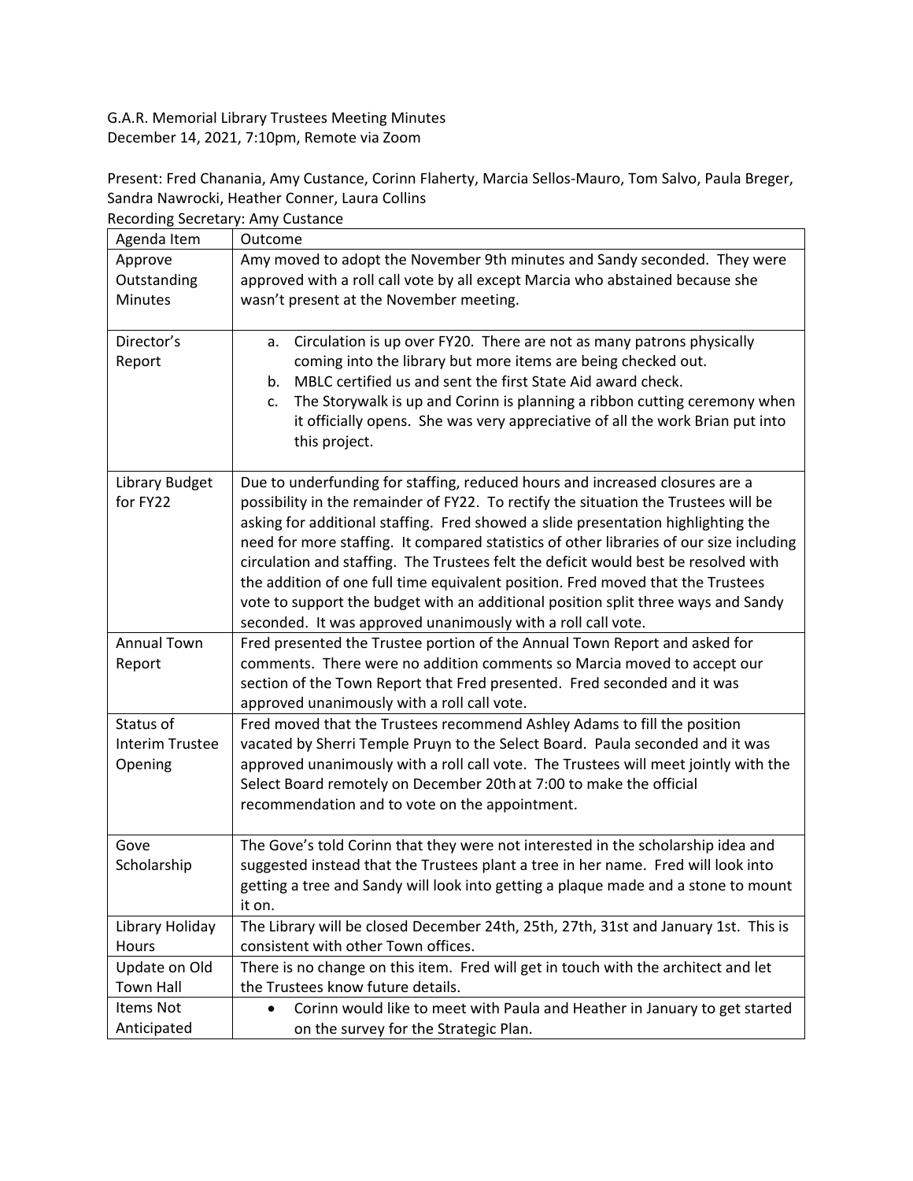G.A.R. Memorial Library Trustees Meeting Minutes
December 14, 2021, 7:10pm, Remote via Zoom

Present: Fred Chanania, Amy Custance, Corinn Flaherty, Marcia Sellos-Mauro, Tom Salvo, Paula Breger, Sandra Nawrocki, Heather Conner, Laura Collins
Recording Secretary: Amy Custance

| Agenda Item | Outcome |
|---|---|
| Approve Outstanding Minutes | Amy moved to adopt the November 9th minutes and Sandy seconded. They were approved with a roll call vote by all except Marcia who abstained because she wasn't present at the November meeting. |
| Director's Report | a. Circulation is up over FY20. There are not as many patrons physically coming into the library but more items are being checked out.<br>b. MBLC certified us and sent the first State Aid award check.<br>c. The Storywalk is up and Corinn is planning a ribbon cutting ceremony when it officially opens. She was very appreciative of all the work Brian put into this project. |
| Library Budget for FY22 | Due to underfunding for staffing, reduced hours and increased closures are a possibility in the remainder of FY22. To rectify the situation the Trustees will be asking for additional staffing. Fred showed a slide presentation highlighting the need for more staffing. It compared statistics of other libraries of our size including circulation and staffing. The Trustees felt the deficit would best be resolved with the addition of one full time equivalent position. Fred moved that the Trustees vote to support the budget with an additional position split three ways and Sandy seconded. It was approved unanimously with a roll call vote. |
| Annual Town Report | Fred presented the Trustee portion of the Annual Town Report and asked for comments. There were no addition comments so Marcia moved to accept our section of the Town Report that Fred presented. Fred seconded and it was approved unanimously with a roll call vote. |
| Status of Interim Trustee Opening | Fred moved that the Trustees recommend Ashley Adams to fill the position vacated by Sherri Temple Pruyn to the Select Board. Paula seconded and it was approved unanimously with a roll call vote. The Trustees will meet jointly with the Select Board remotely on December 20th at 7:00 to make the official recommendation and to vote on the appointment. |
| Gove Scholarship | The Gove's told Corinn that they were not interested in the scholarship idea and suggested instead that the Trustees plant a tree in her name. Fred will look into getting a tree and Sandy will look into getting a plaque made and a stone to mount it on. |
| Library Holiday Hours | The Library will be closed December 24th, 25th, 27th, 31st and January 1st. This is consistent with other Town offices. |
| Update on Old Town Hall | There is no change on this item. Fred will get in touch with the architect and let the Trustees know future details. |
| Items Not Anticipated | • Corinn would like to meet with Paula and Heather in January to get started on the survey for the Strategic Plan. |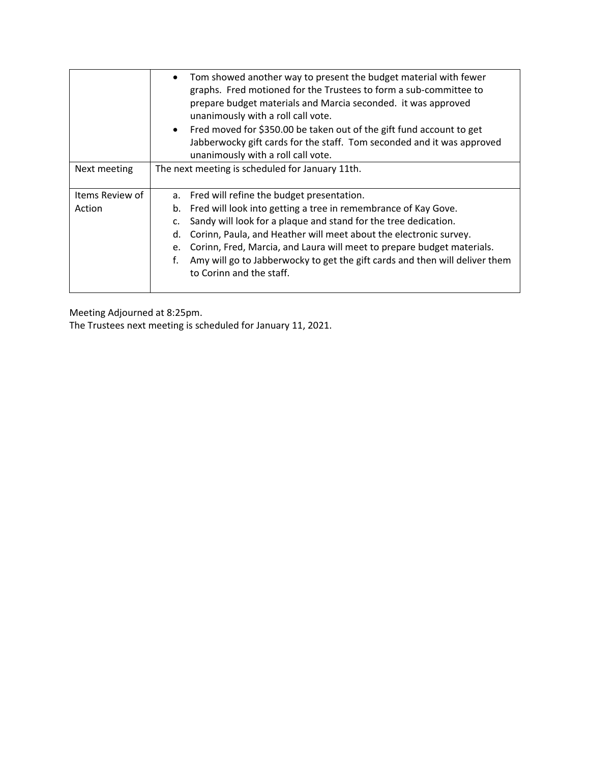| | |
|---|---|
| | • Tom showed another way to present the budget material with fewer graphs. Fred motioned for the Trustees to form a sub-committee to prepare budget materials and Marcia seconded. it was approved unanimously with a roll call vote.<br>• Fred moved for $350.00 be taken out of the gift fund account to get Jabberwocky gift cards for the staff. Tom seconded and it was approved unanimously with a roll call vote. |
| Next meeting | The next meeting is scheduled for January 11th. |
| Items Review of Action | a. Fred will refine the budget presentation.<br>b. Fred will look into getting a tree in remembrance of Kay Gove.<br>c. Sandy will look for a plaque and stand for the tree dedication.<br>d. Corinn, Paula, and Heather will meet about the electronic survey.<br>e. Corinn, Fred, Marcia, and Laura will meet to prepare budget materials.<br>f. Amy will go to Jabberwocky to get the gift cards and then will deliver them to Corinn and the staff. |

Meeting Adjourned at 8:25pm.
The Trustees next meeting is scheduled for January 11, 2021.